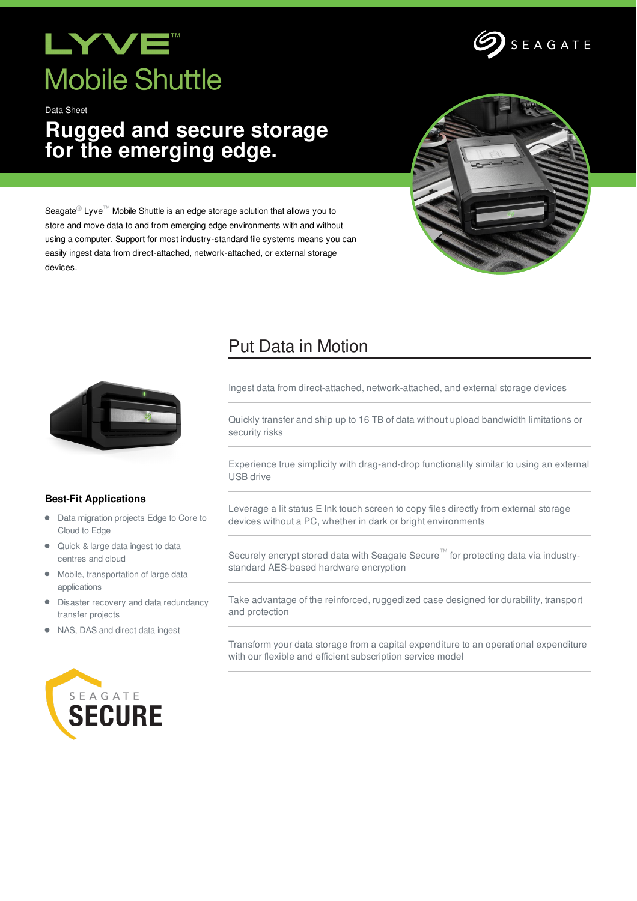# LYVE™ Mobile Shuttle

Data Sheet

## Rugged and secure storage for the emerging edge.

Seagate® Lyve™ Mobile Shuttle is an edge storage solution that allows you to store and move data to and from emerging edge environments with and without using a computer. Support for most industry-standard file systems means you can easily ingest data from direct-attached, network-attached, or external storage devices.

## Put Data in Motion

- Ingest data from direct-attached, network-attached, and external storage devices
- Quickly transfer and ship up to 16 TB of data without upload bandwidth limitations or security risks
- Experience true simplicity with drag-and-drop functionality similar to using an external USB drive
- Leverage a lit status E Ink touch screen to copy files directly from external storage devices without a PC, whether in dark or bright environments
- Securely encrypt stored data with Seagate Secure™ for protecting data via industry-standard AES-based hardware encryption
- Take advantage of the reinforced, ruggedized case designed for durability, transport and protection
- Transform your data storage from a capital expenditure to an operational expenditure with our flexible and efficient subscription service model

### Best-Fit Applications

- Data migration projects Edge to Core to Cloud to Edge
- Quick & large data ingest to data centres and cloud
- Mobile, transportation of large data applications
- Disaster recovery and data redundancy transfer projects
- NAS, DAS and direct data ingest

SEAGATE SECURE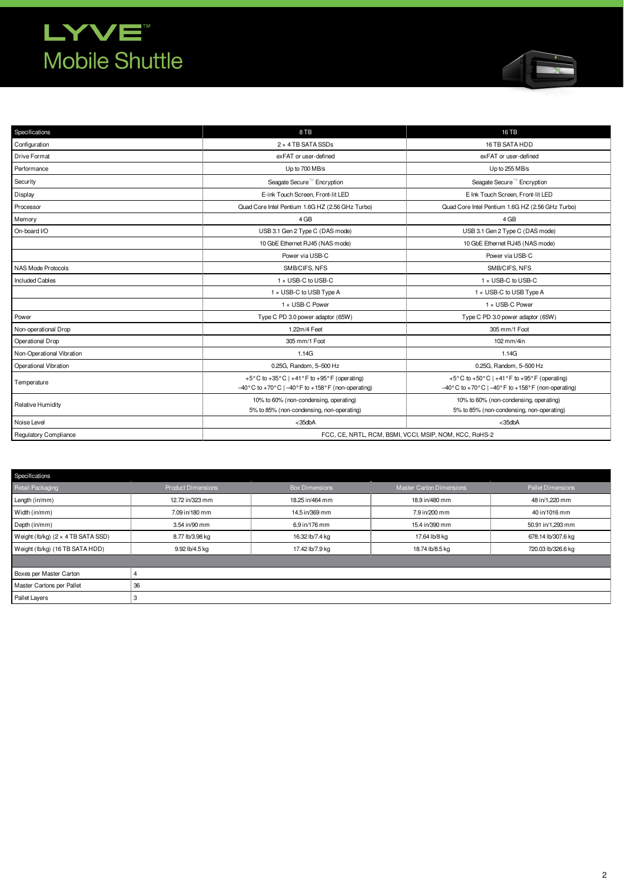# LYVE™ Mobile Shuttle

| Specifications | 8 TB | 16 TB |
|---|---|---|
| Configuration | 2 × 4 TB SATA SSDs | 16 TB SATA HDD |
| Drive Format | exFAT or user-defined | exFAT or user-defined |
| Performance | Up to 700 MB/s | Up to 255 MB/s |
| Security | Seagate Secure™ Encryption | Seagate Secure™ Encryption |
| Display | E-ink Touch Screen, Front-lit LED | E Ink Touch Screen, Front-lit LED |
| Processor | Quad Core Intel Pentium 1.6G HZ (2.56 GHz Turbo) | Quad Core Intel Pentium 1.6G HZ (2.56 GHz Turbo) |
| Memory | 4 GB | 4 GB |
| On-board I/O | USB 3.1 Gen 2 Type C (DAS mode) | USB 3.1 Gen 2 Type C (DAS mode) |
| | 10 GbE Ethernet RJ45 (NAS mode) | 10 GbE Ethernet RJ45 (NAS mode) |
| | Power via USB-C | Power via USB-C |
| NAS Mode Protocols | SMB/CIFS, NFS | SMB/CIFS, NFS |
| Included Cables | 1 × USB-C to USB-C | 1 × USB-C to USB-C |
| | 1 × USB-C to USB Type A | 1 × USB-C to USB Type A |
| | 1 × USB-C Power | 1 × USB-C Power |
| Power | Type C PD 3.0 power adaptor (65W) | Type C PD 3.0 power adaptor (65W) |
| Non-operational Drop | 1.22m/4 Feet | 305 mm/1 Foot |
| Operational Drop | 305 mm/1 Foot | 102 mm/4in |
| Non-Operational Vibration | 1.14G | 1.14G |
| Operational Vibration | 0.25G, Random, 5–500 Hz | 0.25G, Random, 5–500 Hz |
| Temperature | +5° C to +35° C \| +41° F to +95° F (operating)<br>–40° C to +70° C \| –40° F to +158° F (non-operating) | +5° C to +50° C \| +41° F to +95° F (operating)<br>–40° C to +70° C \| –40° F to +158° F (non-operating) |
| Relative Humidity | 10% to 60% (non-condensing, operating)<br>5% to 85% (non-condensing, non-operating) | 10% to 60% (non-condensing, operating)<br>5% to 85% (non-condensing, non-operating) |
| Noise Level | <35dbA | <35dbA |
| Regulatory Compliance | FCC, CE, NRTL, RCM, BSMI, VCCI, MSIP, NOM, KCC, RoHS-2 | |

| Specifications | | | | |
|---|---|---|---|---|
| Retail Packaging | Product Dimensions | Box Dimensions | Master Carton Dimensions | Pallet Dimensions |
| Length (in/mm) | 12.72 in/323 mm | 18.25 in/464 mm | 18.9 in/480 mm | 48 in/1,220 mm |
| Width (in/mm) | 7.09 in/180 mm | 14.5 in/369 mm | 7.9 in/200 mm | 40 in/1016 mm |
| Depth (in/mm) | 3.54 in/90 mm | 6.9 in/176 mm | 15.4 in/390 mm | 50.91 in/1,293 mm |
| Weight (lb/kg) (2 × 4 TB SATA SSD) | 8.77 lb/3.98 kg | 16.32 lb/7.4 kg | 17.64 lb/8 kg | 678.14 lb/307.6 kg |
| Weight (lb/kg) (16 TB SATA HDD) | 9.92 lb/4.5 kg | 17.42 lb/7.9 kg | 18.74 lb/8.5 kg | 720.03 lb/326.6 kg |
| | | | | |
| Boxes per Master Carton | 4 | | | |
| Master Cartons per Pallet | 36 | | | |
| Pallet Layers | 3 | | | |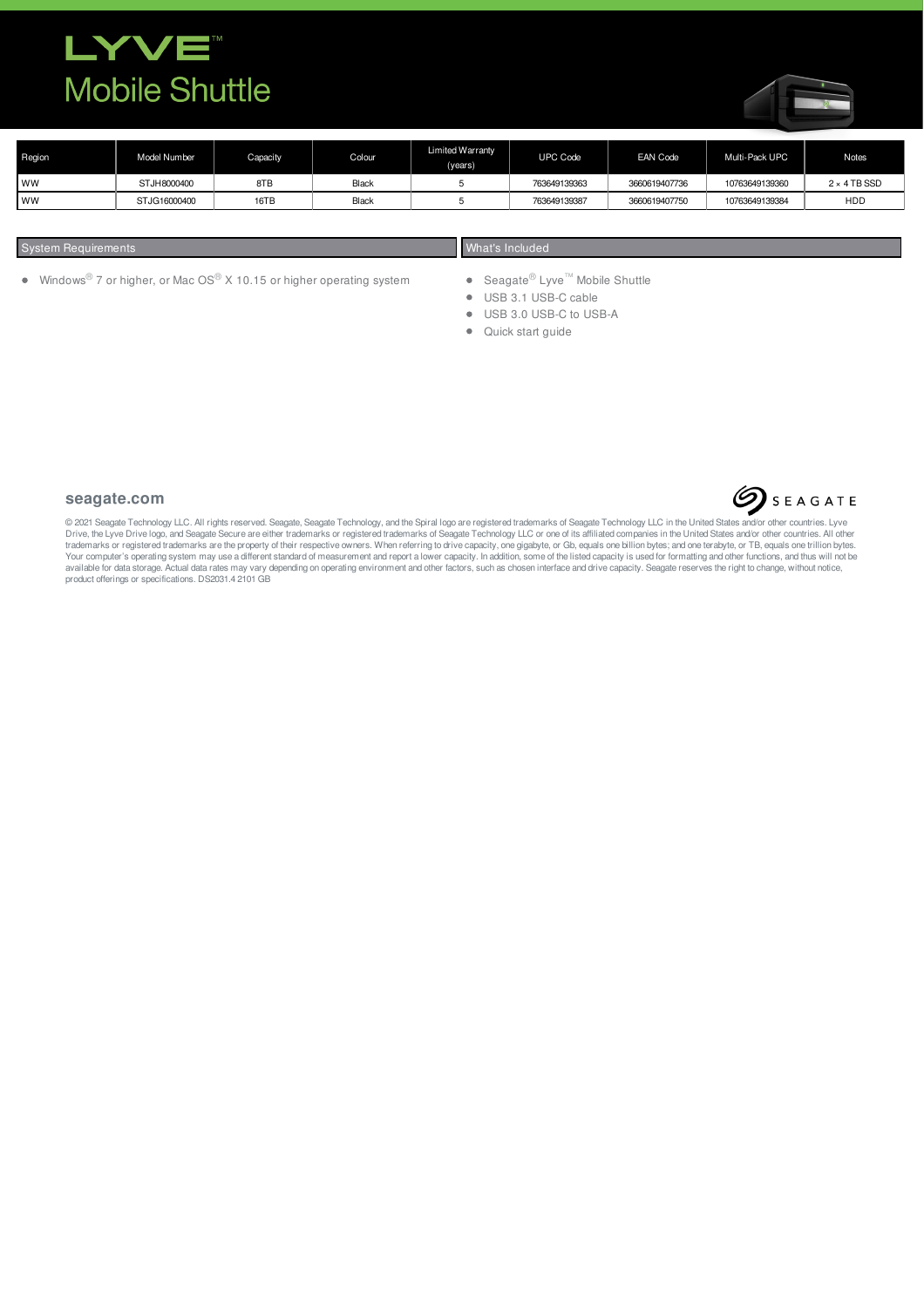# LYVE™
## Mobile Shuttle

| Region | Model Number | Capacity | Colour | Limited Warranty (years) | UPC Code | EAN Code | Multi-Pack UPC | Notes |
|---|---|---|---|---|---|---|---|---|
| WW | STJH8000400 | 8TB | Black | 5 | 763649139363 | 3660619407736 | 10763649139360 | 2 × 4 TB SSD |
| WW | STJG16000400 | 16TB | Black | 5 | 763649139387 | 3660619407750 | 10763649139384 | HDD |

### System Requirements

- Windows® 7 or higher, or Mac OS® X 10.15 or higher operating system

### What's Included

- Seagate® Lyve™ Mobile Shuttle
- USB 3.1 USB-C cable
- USB 3.0 USB-C to USB-A
- Quick start guide

**seagate.com**

SEAGATE

© 2021 Seagate Technology LLC. All rights reserved. Seagate, Seagate Technology, and the Spiral logo are registered trademarks of Seagate Technology LLC in the United States and/or other countries. Lyve Drive, the Lyve Drive logo, and Seagate Secure are either trademarks or registered trademarks of Seagate Technology LLC or one of its affiliated companies in the United States and/or other countries. All other trademarks or registered trademarks are the property of their respective owners. When referring to drive capacity, one gigabyte, or Gb, equals one billion bytes; and one terabyte, or TB, equals one trillion bytes. Your computer's operating system may use a different standard of measurement and report a lower capacity. In addition, some of the listed capacity is used for formatting and other functions, and thus will not be available for data storage. Actual data rates may vary depending on operating environment and other factors, such as chosen interface and drive capacity. Seagate reserves the right to change, without notice, product offerings or specifications. DS2031.4 2101 GB